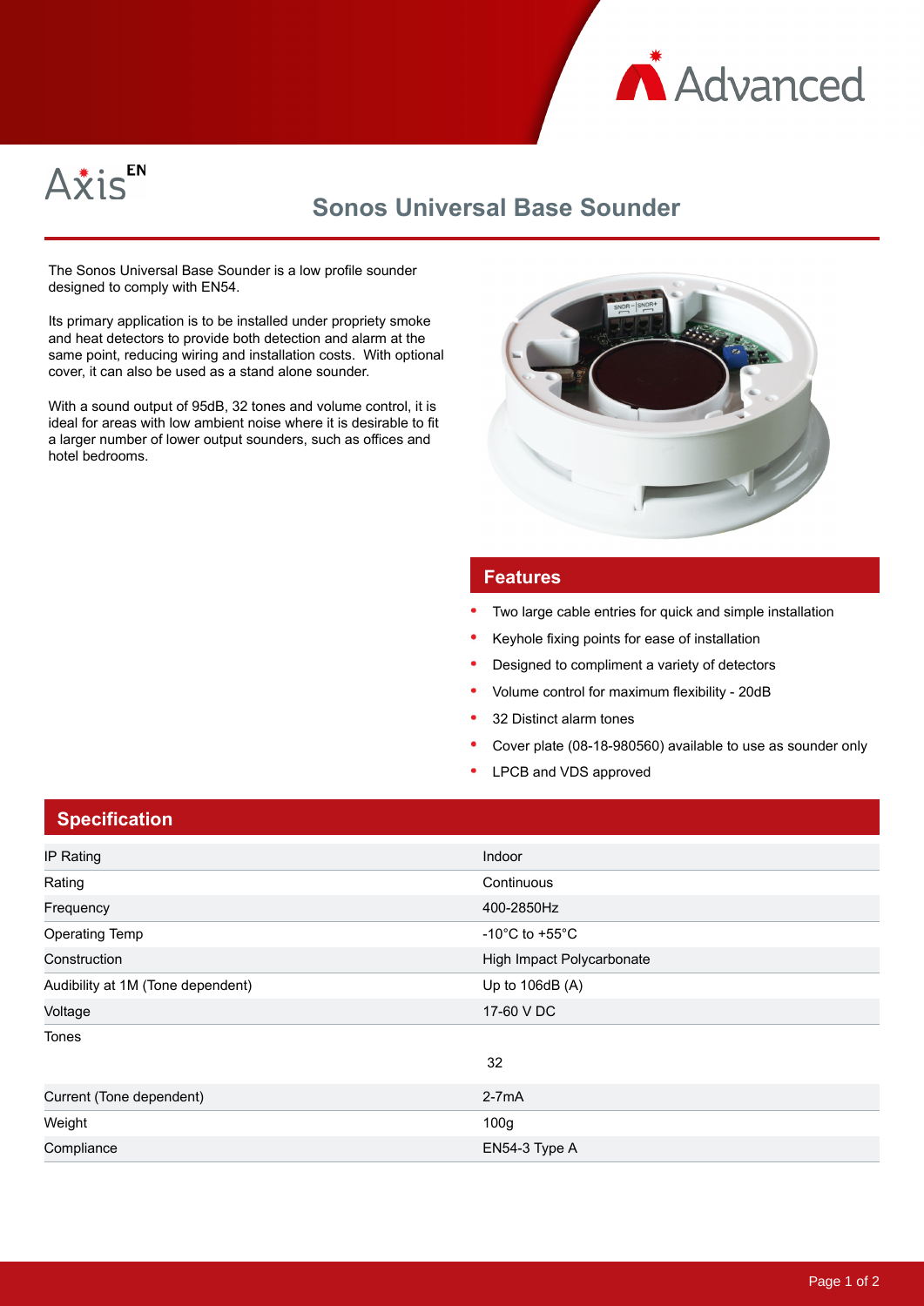Advanced

AxisEN

# Sonos Universal Base Sounder

The Sonos Universal Base Sounder is a low profile sounder designed to comply with EN54.

Its primary application is to be installed under propriety smoke and heat detectors to provide both detection and alarm at the same point, reducing wiring and installation costs. With optional cover, it can also be used as a stand alone sounder.

With a sound output of 95dB, 32 tones and volume control, it is ideal for areas with low ambient noise where it is desirable to fit a larger number of lower output sounders, such as offices and hotel bedrooms.

## Features

- Two large cable entries for quick and simple installation
- Keyhole fixing points for ease of installation
- Designed to compliment a variety of detectors
- Volume control for maximum flexibility - 20dB
- 32 Distinct alarm tones
- Cover plate (08-18-980560) available to use as sounder only
- LPCB and VDS approved

## Specification

| | |
|---|---|
| IP Rating | Indoor |
| Rating | Continuous |
| Frequency | 400-2850Hz |
| Operating Temp | -10°C to +55°C |
| Construction | High Impact Polycarbonate |
| Audibility at 1M (Tone dependent) | Up to 106dB (A) |
| Voltage | 17-60 V DC |
| Tones | 32 |
| Current (Tone dependent) | 2-7mA |
| Weight | 100g |
| Compliance | EN54-3 Type A |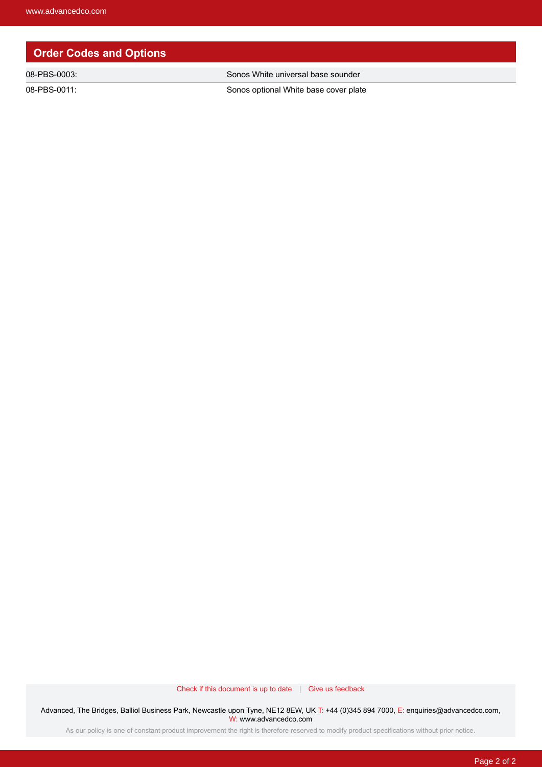## Order Codes and Options

| | |
|---|---|
| 08-PBS-0003: | Sonos White universal base sounder |
| 08-PBS-0011: | Sonos optional White base cover plate |

Check if this document is up to date | Give us feedback

Advanced, The Bridges, Balliol Business Park, Newcastle upon Tyne, NE12 8EW, UK T: +44 (0)345 894 7000, E: enquiries@advancedco.com, W: www.advancedco.com

As our policy is one of constant product improvement the right is therefore reserved to modify product specifications without prior notice.